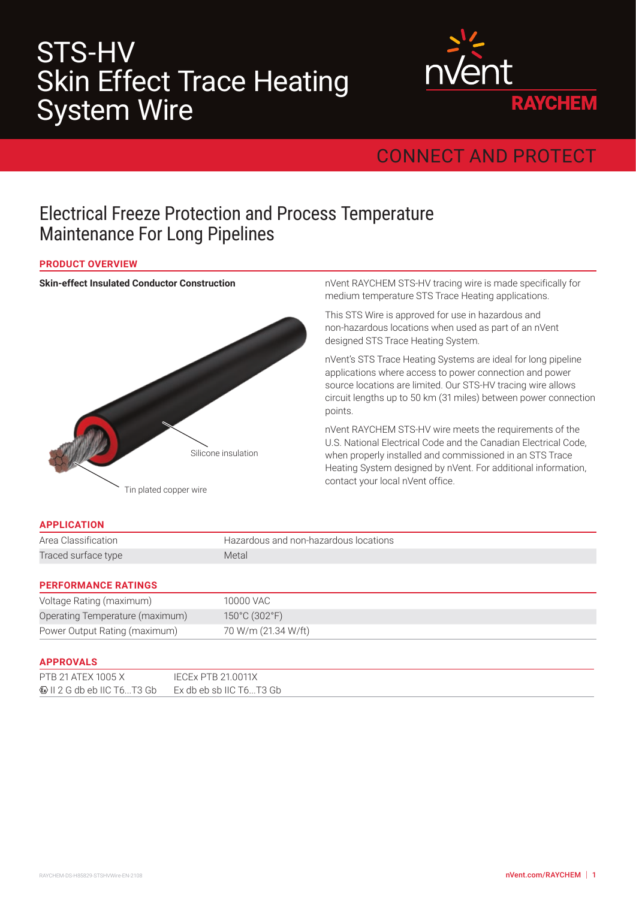# STS-HV Skin Effect Trace Heating System Wire

nVent RAYCHEM

CONNECT AND PROTECT

## Electrical Freeze Protection and Process Temperature Maintenance For Long Pipelines

### PRODUCT OVERVIEW

**Skin-effect Insulated Conductor Construction**

Silicone insulation

Tin plated copper wire

nVent RAYCHEM STS-HV tracing wire is made specifically for medium temperature STS Trace Heating applications.

This STS Wire is approved for use in hazardous and non-hazardous locations when used as part of an nVent designed STS Trace Heating System.

nVent's STS Trace Heating Systems are ideal for long pipeline applications where access to power connection and power source locations are limited. Our STS-HV tracing wire allows circuit lengths up to 50 km (31 miles) between power connection points.

nVent RAYCHEM STS-HV wire meets the requirements of the U.S. National Electrical Code and the Canadian Electrical Code, when properly installed and commissioned in an STS Trace Heating System designed by nVent. For additional information, contact your local nVent office.

### APPLICATION

| | |
|---|---|
| Area Classification | Hazardous and non-hazardous locations |
| Traced surface type | Metal |

### PERFORMANCE RATINGS

| | |
|---|---|
| Voltage Rating (maximum) | 10000 VAC |
| Operating Temperature (maximum) | 150°C (302°F) |
| Power Output Rating (maximum) | 70 W/m (21.34 W/ft) |

### APPROVALS

| | |
|---|---|
| PTB 21 ATEX 1005 X | IECEx PTB 21.0011X |
| Ex II 2 G db eb IIC T6...T3 Gb | Ex db eb sb IIC T6...T3 Gb |

RAYCHEM-DS-H85829-STSHVWire-EN-2108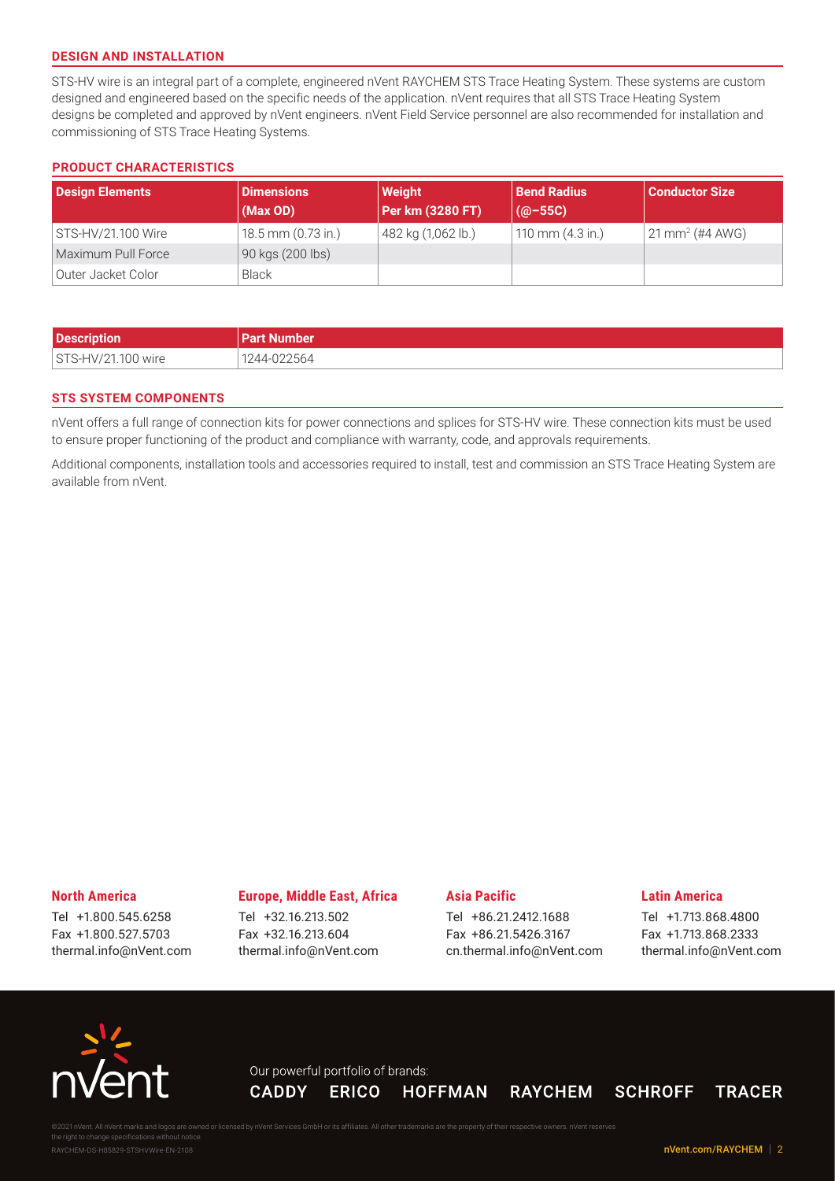## DESIGN AND INSTALLATION

STS-HV wire is an integral part of a complete, engineered nVent RAYCHEM STS Trace Heating System. These systems are custom designed and engineered based on the specific needs of the application. nVent requires that all STS Trace Heating System designs be completed and approved by nVent engineers. nVent Field Service personnel are also recommended for installation and commissioning of STS Trace Heating Systems.

## PRODUCT CHARACTERISTICS

| Design Elements | Dimensions (Max OD) | Weight Per km (3280 FT) | Bend Radius (@–55C) | Conductor Size |
|---|---|---|---|---|
| STS-HV/21.100 Wire | 18.5 mm (0.73 in.) | 482 kg (1,062 lb.) | 110 mm (4.3 in.) | 21 $mm^2$ (#4 AWG) |
| Maximum Pull Force | 90 kgs (200 lbs) | | | |
| Outer Jacket Color | Black | | | |

| Description | Part Number |
|---|---|
| STS-HV/21.100 wire | 1244-022564 |

## STS SYSTEM COMPONENTS

nVent offers a full range of connection kits for power connections and splices for STS-HV wire. These connection kits must be used to ensure proper functioning of the product and compliance with warranty, code, and approvals requirements.

Additional components, installation tools and accessories required to install, test and commission an STS Trace Heating System are available from nVent.

**North America**
Tel +1.800.545.6258
Fax +1.800.527.5703
thermal.info@nVent.com

**Europe, Middle East, Africa**
Tel +32.16.213.502
Fax +32.16.213.604
thermal.info@nVent.com

**Asia Pacific**
Tel +86.21.2412.1688
Fax +86.21.5426.3167
cn.thermal.info@nVent.com

**Latin America**
Tel +1.713.868.4800
Fax +1.713.868.2333
thermal.info@nVent.com

nVent

Our powerful portfolio of brands:
CADDY ERICO HOFFMAN RAYCHEM SCHROFF TRACER

©2021 nVent. All nVent marks and logos are owned or licensed by nVent Services GmbH or its affiliates. All other trademarks are the property of their respective owners. nVent reserves the right to change specifications without notice.

RAYCHEM-DS-H85829-STSHVWire-EN-2108

nVent.com/RAYCHEM